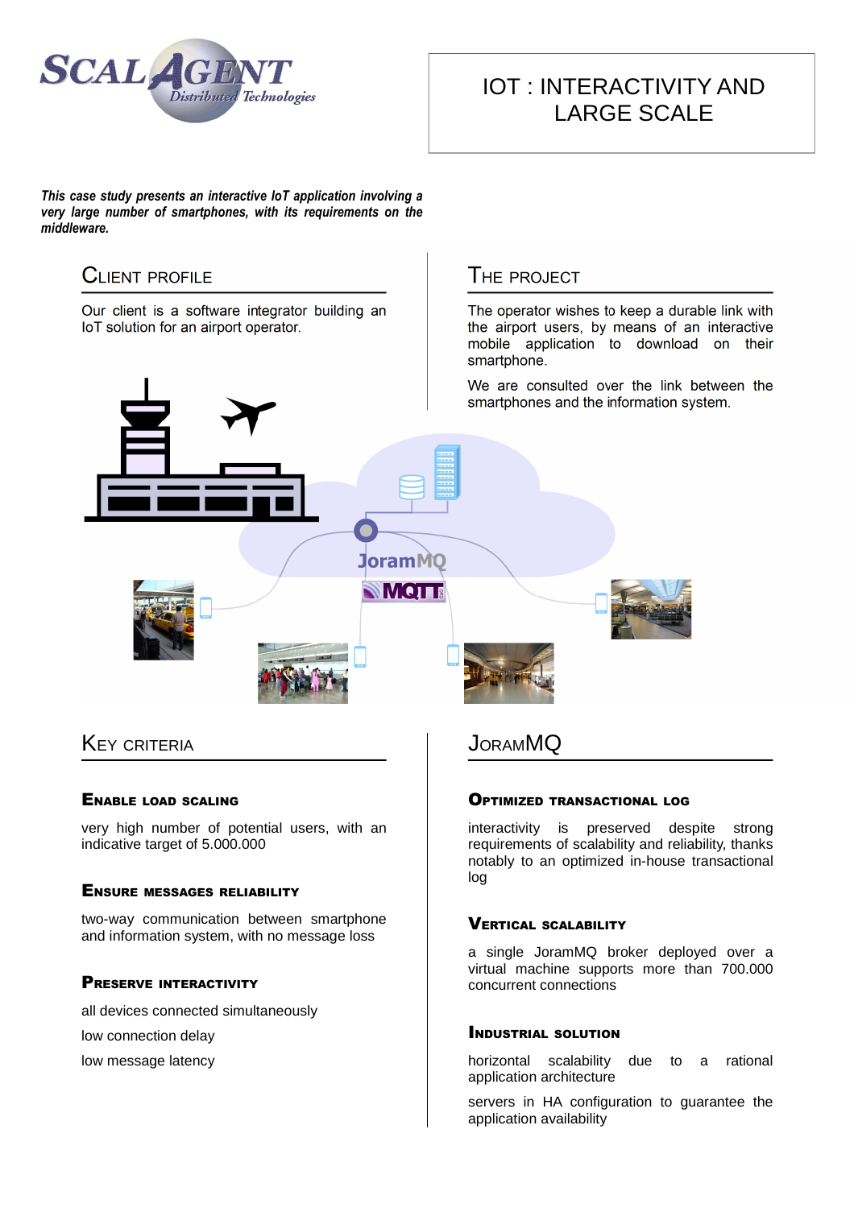# IOT : INTERACTIVITY AND LARGE SCALE

***This case study presents an interactive IoT application involving a very large number of smartphones, with its requirements on the middleware.***

## Client Profile

Our client is a software integrator building an IoT solution for an airport operator.

## The Project

The operator wishes to keep a durable link with the airport users, by means of an interactive mobile application to download on their smartphone.

We are consulted over the link between the smartphones and the information system.

## Key Criteria

### Enable load scaling

very high number of potential users, with an indicative target of 5.000.000

### Ensure messages reliability

two-way communication between smartphone and information system, with no message loss

### Preserve interactivity

all devices connected simultaneously

low connection delay

low message latency

## JoramMQ

### Optimized transactional log

interactivity is preserved despite strong requirements of scalability and reliability, thanks notably to an optimized in-house transactional log

### Vertical scalability

a single JoramMQ broker deployed over a virtual machine supports more than 700.000 concurrent connections

### Industrial solution

horizontal scalability due to a rational application architecture

servers in HA configuration to guarantee the application availability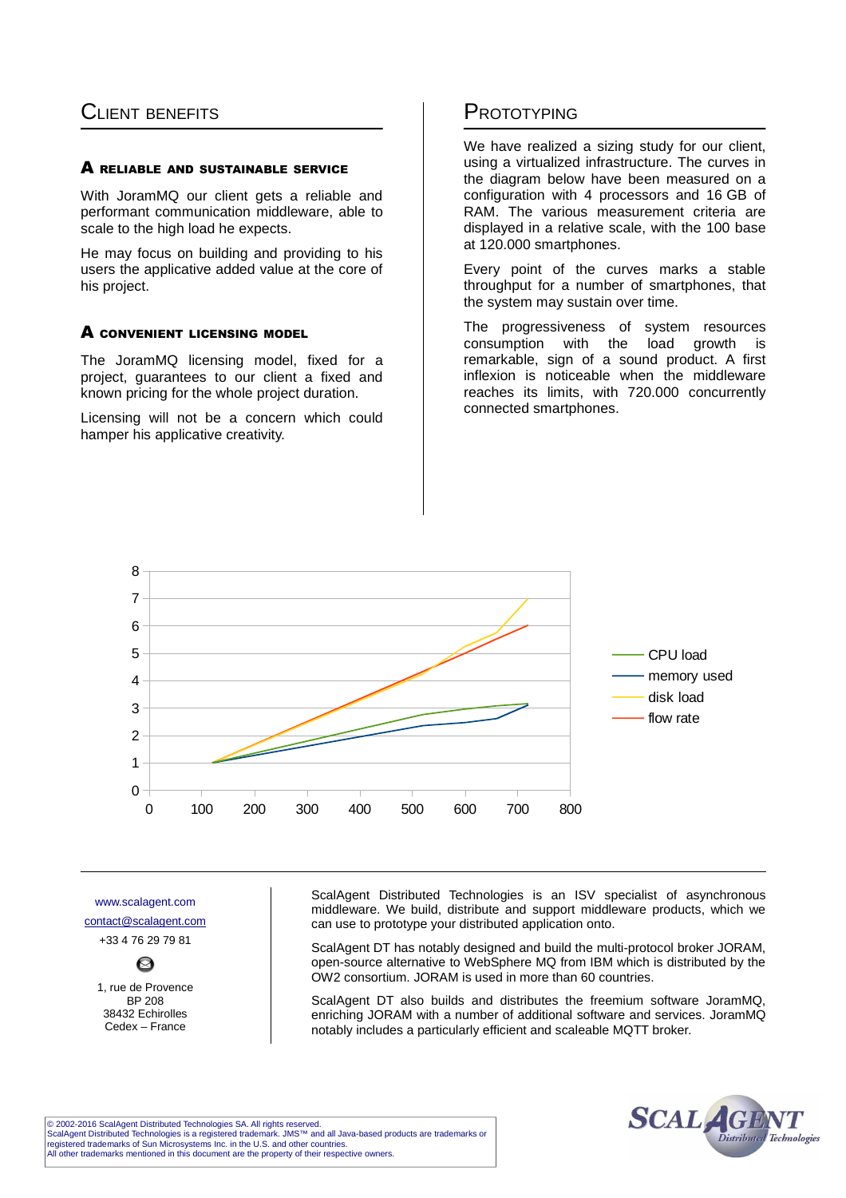## Client benefits

### A reliable and sustainable service

With JoramMQ our client gets a reliable and performant communication middleware, able to scale to the high load he expects.

He may focus on building and providing to his users the applicative added value at the core of his project.

### A convenient licensing model

The JoramMQ licensing model, fixed for a project, guarantees to our client a fixed and known pricing for the whole project duration.

Licensing will not be a concern which could hamper his applicative creativity.

## Prototyping

We have realized a sizing study for our client, using a virtualized infrastructure. The curves in the diagram below have been measured on a configuration with 4 processors and 16 GB of RAM. The various measurement criteria are displayed in a relative scale, with the 100 base at 120.000 smartphones.

Every point of the curves marks a stable throughput for a number of smartphones, that the system may sustain over time.

The progressiveness of system resources consumption with the load growth is remarkable, sign of a sound product. A first inflexion is noticeable when the middleware reaches its limits, with 720.000 concurrently connected smartphones.

8
7
6
5
4
3
2
1
0
0 100 200 300 400 500 600 700 800

CPU load
memory used
disk load
flow rate

---

www.scalagent.com
contact@scalagent.com
+33 4 76 29 79 81

1, rue de Provence
BP 208
38432 Echirolles
Cedex – France

ScalAgent Distributed Technologies is an ISV specialist of asynchronous middleware. We build, distribute and support middleware products, which we can use to prototype your distributed application onto.

ScalAgent DT has notably designed and build the multi-protocol broker JORAM, open-source alternative to WebSphere MQ from IBM which is distributed by the OW2 consortium. JORAM is used in more than 60 countries.

ScalAgent DT also builds and distributes the freemium software JoramMQ, enriching JORAM with a number of additional software and services. JoramMQ notably includes a particularly efficient and scaleable MQTT broker.

© 2002-2016 ScalAgent Distributed Technologies SA. All rights reserved.
ScalAgent Distributed Technologies is a registered trademark. JMS™ and all Java-based products are trademarks or registered trademarks of Sun Microsystems Inc. in the U.S. and other countries.
All other trademarks mentioned in this document are the property of their respective owners.

ScalAgent Distributed Technologies